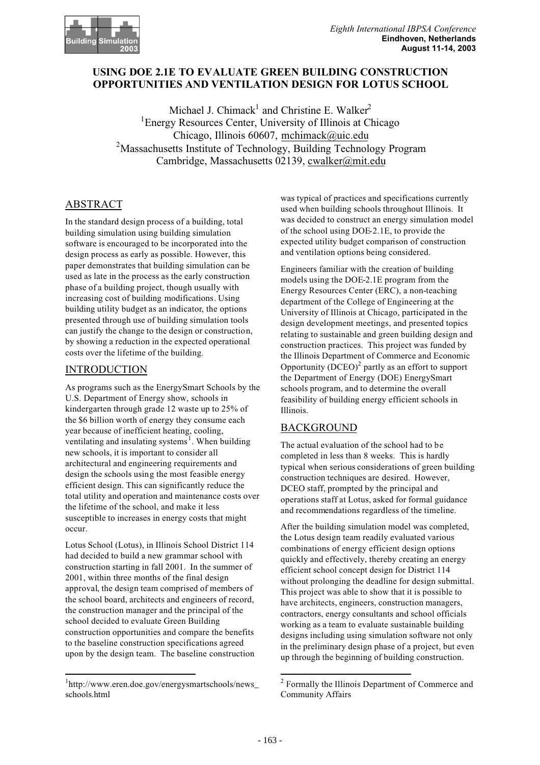# USING DOE 2.1E TO EVALUATE GREEN BUILDING CONSTRUCTION OPPORTUNITIES AND VENTILATION DESIGN FOR LOTUS SCHOOL

Michael J. Chimack[1] and Christine E. Walker[2]

[1]Energy Resources Center, University of Illinois at Chicago
Chicago, Illinois 60607, mchimack@uic.edu

[2]Massachusetts Institute of Technology, Building Technology Program
Cambridge, Massachusetts 02139, cwalker@mit.edu

## ABSTRACT

In the standard design process of a building, total building simulation using building simulation software is encouraged to be incorporated into the design process as early as possible. However, this paper demonstrates that building simulation can be used as late in the process as the early construction phase of a building project, though usually with increasing cost of building modifications. Using building utility budget as an indicator, the options presented through use of building simulation tools can justify the change to the design or construction, by showing a reduction in the expected operational costs over the lifetime of the building.

## INTRODUCTION

As programs such as the EnergySmart Schools by the U.S. Department of Energy show, schools in kindergarten through grade 12 waste up to 25% of the $6 billion worth of energy they consume each year because of inefficient heating, cooling, ventilating and insulating systems[1]. When building new schools, it is important to consider all architectural and engineering requirements and design the schools using the most feasible energy efficient design. This can significantly reduce the total utility and operation and maintenance costs over the lifetime of the school, and make it less susceptible to increases in energy costs that might occur.

Lotus School (Lotus), in Illinois School District 114 had decided to build a new grammar school with construction starting in fall 2001. In the summer of 2001, within three months of the final design approval, the design team comprised of members of the school board, architects and engineers of record, the construction manager and the principal of the school decided to evaluate Green Building construction opportunities and compare the benefits to the baseline construction specifications agreed upon by the design team. The baseline construction was typical of practices and specifications currently used when building schools throughout Illinois. It was decided to construct an energy simulation model of the school using DOE-2.1E, to provide the expected utility budget comparison of construction and ventilation options being considered.

Engineers familiar with the creation of building models using the DOE-2.1E program from the Energy Resources Center (ERC), a non-teaching department of the College of Engineering at the University of Illinois at Chicago, participated in the design development meetings, and presented topics relating to sustainable and green building design and construction practices. This project was funded by the Illinois Department of Commerce and Economic Opportunity (DCEO)[2] partly as an effort to support the Department of Energy (DOE) EnergySmart schools program, and to determine the overall feasibility of building energy efficient schools in Illinois.

## BACKGROUND

The actual evaluation of the school had to be completed in less than 8 weeks. This is hardly typical when serious considerations of green building construction techniques are desired. However, DCEO staff, prompted by the principal and operations staff at Lotus, asked for formal guidance and recommendations regardless of the timeline.

After the building simulation model was completed, the Lotus design team readily evaluated various combinations of energy efficient design options quickly and effectively, thereby creating an energy efficient school concept design for District 114 without prolonging the deadline for design submittal. This project was able to show that it is possible to have architects, engineers, construction managers, contractors, energy consultants and school officials working as a team to evaluate sustainable building designs including using simulation software not only in the preliminary design phase of a project, but even up through the beginning of building construction.

---

[1] http://www.eren.doe.gov/energysmartschools/news_schools.html

[2] Formally the Illinois Department of Commerce and Community Affairs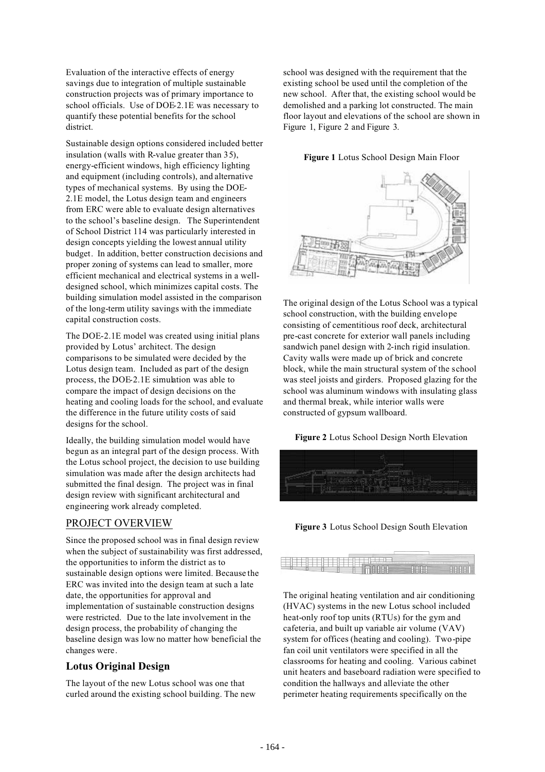Evaluation of the interactive effects of energy savings due to integration of multiple sustainable construction projects was of primary importance to school officials. Use of DOE-2.1E was necessary to quantify these potential benefits for the school district.

Sustainable design options considered included better insulation (walls with R-value greater than 35), energy-efficient windows, high efficiency lighting and equipment (including controls), and alternative types of mechanical systems. By using the DOE-2.1E model, the Lotus design team and engineers from ERC were able to evaluate design alternatives to the school's baseline design. The Superintendent of School District 114 was particularly interested in design concepts yielding the lowest annual utility budget. In addition, better construction decisions and proper zoning of systems can lead to smaller, more efficient mechanical and electrical systems in a well-designed school, which minimizes capital costs. The building simulation model assisted in the comparison of the long-term utility savings with the immediate capital construction costs.

The DOE-2.1E model was created using initial plans provided by Lotus' architect. The design comparisons to be simulated were decided by the Lotus design team. Included as part of the design process, the DOE-2.1E simulation was able to compare the impact of design decisions on the heating and cooling loads for the school, and evaluate the difference in the future utility costs of said designs for the school.

Ideally, the building simulation model would have begun as an integral part of the design process. With the Lotus school project, the decision to use building simulation was made after the design architects had submitted the final design. The project was in final design review with significant architectural and engineering work already completed.

## PROJECT OVERVIEW

Since the proposed school was in final design review when the subject of sustainability was first addressed, the opportunities to inform the district as to sustainable design options were limited. Because the ERC was invited into the design team at such a late date, the opportunities for approval and implementation of sustainable construction designs were restricted. Due to the late involvement in the design process, the probability of changing the baseline design was low no matter how beneficial the changes were.

### Lotus Original Design

The layout of the new Lotus school was one that curled around the existing school building. The new school was designed with the requirement that the existing school be used until the completion of the new school. After that, the existing school would be demolished and a parking lot constructed. The main floor layout and elevations of the school are shown in Figure 1, Figure 2 and Figure 3.

**Figure 1** Lotus School Design Main Floor

The original design of the Lotus School was a typical school construction, with the building envelope consisting of cementitious roof deck, architectural pre-cast concrete for exterior wall panels including sandwich panel design with 2-inch rigid insulation. Cavity walls were made up of brick and concrete block, while the main structural system of the school was steel joists and girders. Proposed glazing for the school was aluminum windows with insulating glass and thermal break, while interior walls were constructed of gypsum wallboard.

**Figure 2** Lotus School Design North Elevation

**Figure 3** Lotus School Design South Elevation

The original heating ventilation and air conditioning (HVAC) systems in the new Lotus school included heat-only roof top units (RTUs) for the gym and cafeteria, and built up variable air volume (VAV) system for offices (heating and cooling). Two-pipe fan coil unit ventilators were specified in all the classrooms for heating and cooling. Various cabinet unit heaters and baseboard radiation were specified to condition the hallways and alleviate the other perimeter heating requirements specifically on the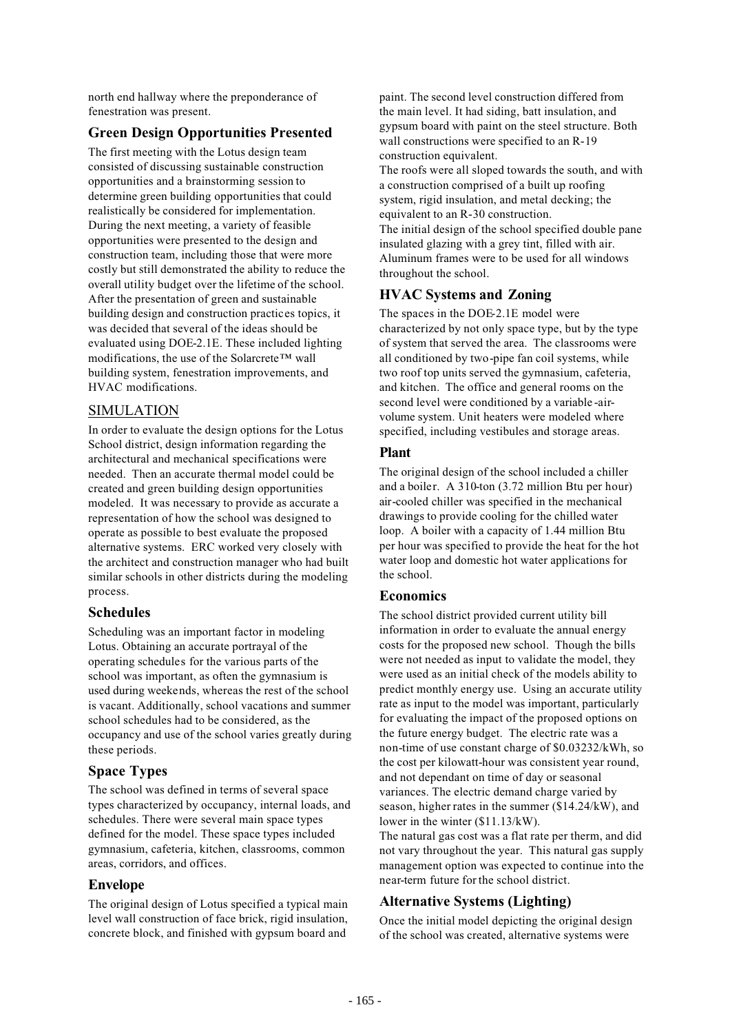north end hallway where the preponderance of fenestration was present.

### Green Design Opportunities Presented

The first meeting with the Lotus design team consisted of discussing sustainable construction opportunities and a brainstorming session to determine green building opportunities that could realistically be considered for implementation. During the next meeting, a variety of feasible opportunities were presented to the design and construction team, including those that were more costly but still demonstrated the ability to reduce the overall utility budget over the lifetime of the school. After the presentation of green and sustainable building design and construction practices topics, it was decided that several of the ideas should be evaluated using DOE-2.1E. These included lighting modifications, the use of the Solarcrete™ wall building system, fenestration improvements, and HVAC modifications.

## SIMULATION

In order to evaluate the design options for the Lotus School district, design information regarding the architectural and mechanical specifications were needed. Then an accurate thermal model could be created and green building design opportunities modeled. It was necessary to provide as accurate a representation of how the school was designed to operate as possible to best evaluate the proposed alternative systems. ERC worked very closely with the architect and construction manager who had built similar schools in other districts during the modeling process.

### Schedules

Scheduling was an important factor in modeling Lotus. Obtaining an accurate portrayal of the operating schedules for the various parts of the school was important, as often the gymnasium is used during weekends, whereas the rest of the school is vacant. Additionally, school vacations and summer school schedules had to be considered, as the occupancy and use of the school varies greatly during these periods.

### Space Types

The school was defined in terms of several space types characterized by occupancy, internal loads, and schedules. There were several main space types defined for the model. These space types included gymnasium, cafeteria, kitchen, classrooms, common areas, corridors, and offices.

### Envelope

The original design of Lotus specified a typical main level wall construction of face brick, rigid insulation, concrete block, and finished with gypsum board and paint. The second level construction differed from the main level. It had siding, batt insulation, and gypsum board with paint on the steel structure. Both wall constructions were specified to an R-19 construction equivalent.

The roofs were all sloped towards the south, and with a construction comprised of a built up roofing system, rigid insulation, and metal decking; the equivalent to an R-30 construction.

The initial design of the school specified double pane insulated glazing with a grey tint, filled with air. Aluminum frames were to be used for all windows throughout the school.

### HVAC Systems and Zoning

The spaces in the DOE-2.1E model were characterized by not only space type, but by the type of system that served the area. The classrooms were all conditioned by two-pipe fan coil systems, while two roof top units served the gymnasium, cafeteria, and kitchen. The office and general rooms on the second level were conditioned by a variable-air-volume system. Unit heaters were modeled where specified, including vestibules and storage areas.

### Plant

The original design of the school included a chiller and a boiler. A 310-ton (3.72 million Btu per hour) air-cooled chiller was specified in the mechanical drawings to provide cooling for the chilled water loop. A boiler with a capacity of 1.44 million Btu per hour was specified to provide the heat for the hot water loop and domestic hot water applications for the school.

### Economics

The school district provided current utility bill information in order to evaluate the annual energy costs for the proposed new school. Though the bills were not needed as input to validate the model, they were used as an initial check of the models ability to predict monthly energy use. Using an accurate utility rate as input to the model was important, particularly for evaluating the impact of the proposed options on the future energy budget. The electric rate was a non-time of use constant charge of \$0.03232/kWh, so the cost per kilowatt-hour was consistent year round, and not dependant on time of day or seasonal variances. The electric demand charge varied by season, higher rates in the summer (\$14.24/kW), and lower in the winter (\$11.13/kW).

The natural gas cost was a flat rate per therm, and did not vary throughout the year. This natural gas supply management option was expected to continue into the near-term future for the school district.

### Alternative Systems (Lighting)

Once the initial model depicting the original design of the school was created, alternative systems were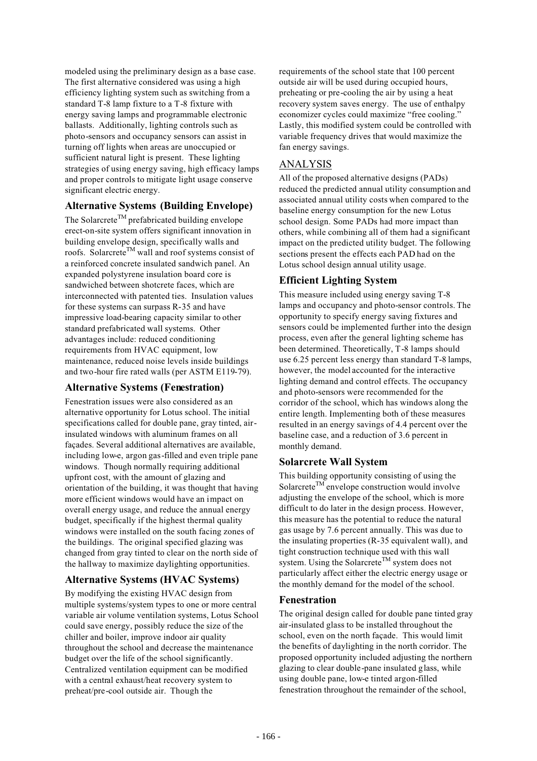modeled using the preliminary design as a base case. The first alternative considered was using a high efficiency lighting system such as switching from a standard T-8 lamp fixture to a T-8 fixture with energy saving lamps and programmable electronic ballasts. Additionally, lighting controls such as photo-sensors and occupancy sensors can assist in turning off lights when areas are unoccupied or sufficient natural light is present. These lighting strategies of using energy saving, high efficacy lamps and proper controls to mitigate light usage conserve significant electric energy.

### Alternative Systems (Building Envelope)

The Solarcrete™ prefabricated building envelope erect-on-site system offers significant innovation in building envelope design, specifically walls and roofs. Solarcrete™ wall and roof systems consist of a reinforced concrete insulated sandwich panel. An expanded polystyrene insulation board core is sandwiched between shotcrete faces, which are interconnected with patented ties. Insulation values for these systems can surpass R-35 and have impressive load-bearing capacity similar to other standard prefabricated wall systems. Other advantages include: reduced conditioning requirements from HVAC equipment, low maintenance, reduced noise levels inside buildings and two-hour fire rated walls (per ASTM E119-79).

### Alternative Systems (Fenestration)

Fenestration issues were also considered as an alternative opportunity for Lotus school. The initial specifications called for double pane, gray tinted, air-insulated windows with aluminum frames on all façades. Several additional alternatives are available, including low-e, argon gas-filled and even triple pane windows. Though normally requiring additional upfront cost, with the amount of glazing and orientation of the building, it was thought that having more efficient windows would have an impact on overall energy usage, and reduce the annual energy budget, specifically if the highest thermal quality windows were installed on the south facing zones of the buildings. The original specified glazing was changed from gray tinted to clear on the north side of the hallway to maximize daylighting opportunities.

### Alternative Systems (HVAC Systems)

By modifying the existing HVAC design from multiple systems/system types to one or more central variable air volume ventilation systems, Lotus School could save energy, possibly reduce the size of the chiller and boiler, improve indoor air quality throughout the school and decrease the maintenance budget over the life of the school significantly. Centralized ventilation equipment can be modified with a central exhaust/heat recovery system to preheat/pre-cool outside air. Though the requirements of the school state that 100 percent outside air will be used during occupied hours, preheating or pre-cooling the air by using a heat recovery system saves energy. The use of enthalpy economizer cycles could maximize "free cooling." Lastly, this modified system could be controlled with variable frequency drives that would maximize the fan energy savings.

## ANALYSIS

All of the proposed alternative designs (PADs) reduced the predicted annual utility consumption and associated annual utility costs when compared to the baseline energy consumption for the new Lotus school design. Some PADs had more impact than others, while combining all of them had a significant impact on the predicted utility budget. The following sections present the effects each PAD had on the Lotus school design annual utility usage.

### Efficient Lighting System

This measure included using energy saving T-8 lamps and occupancy and photo-sensor controls. The opportunity to specify energy saving fixtures and sensors could be implemented further into the design process, even after the general lighting scheme has been determined. Theoretically, T-8 lamps should use 6.25 percent less energy than standard T-8 lamps, however, the model accounted for the interactive lighting demand and control effects. The occupancy and photo-sensors were recommended for the corridor of the school, which has windows along the entire length. Implementing both of these measures resulted in an energy savings of 4.4 percent over the baseline case, and a reduction of 3.6 percent in monthly demand.

### Solarcrete Wall System

This building opportunity consisting of using the Solarcrete™ envelope construction would involve adjusting the envelope of the school, which is more difficult to do later in the design process. However, this measure has the potential to reduce the natural gas usage by 7.6 percent annually. This was due to the insulating properties (R-35 equivalent wall), and tight construction technique used with this wall system. Using the Solarcrete™ system does not particularly affect either the electric energy usage or the monthly demand for the model of the school.

### Fenestration

The original design called for double pane tinted gray air-insulated glass to be installed throughout the school, even on the north façade. This would limit the benefits of daylighting in the north corridor. The proposed opportunity included adjusting the northern glazing to clear double-pane insulated glass, while using double pane, low-e tinted argon-filled fenestration throughout the remainder of the school,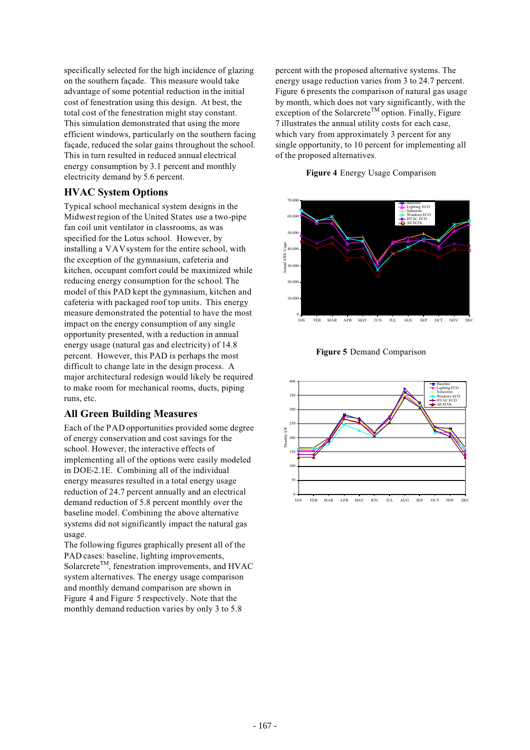specifically selected for the high incidence of glazing on the southern façade. This measure would take advantage of some potential reduction in the initial cost of fenestration using this design. At best, the total cost of the fenestration might stay constant. This simulation demonstrated that using the more efficient windows, particularly on the southern facing façade, reduced the solar gains throughout the school. This in turn resulted in reduced annual electrical energy consumption by 3.1 percent and monthly electricity demand by 5.6 percent.

## HVAC System Options

Typical school mechanical system designs in the Midwest region of the United States use a two-pipe fan coil unit ventilator in classrooms, as was specified for the Lotus school. However, by installing a VAV system for the entire school, with the exception of the gymnasium, cafeteria and kitchen, occupant comfort could be maximized while reducing energy consumption for the school. The model of this PAD kept the gymnasium, kitchen and cafeteria with packaged roof top units. This energy measure demonstrated the potential to have the most impact on the energy consumption of any single opportunity presented, with a reduction in annual energy usage (natural gas and electricity) of 14.8 percent. However, this PAD is perhaps the most difficult to change late in the design process. A major architectural redesign would likely be required to make room for mechanical rooms, ducts, piping runs, etc.

## All Green Building Measures

Each of the PAD opportunities provided some degree of energy conservation and cost savings for the school. However, the interactive effects of implementing all of the options were easily modeled in DOE-2.1E. Combining all of the individual energy measures resulted in a total energy usage reduction of 24.7 percent annually and an electrical demand reduction of 5.8 percent monthly over the baseline model. Combining the above alternative systems did not significantly impact the natural gas usage.

The following figures graphically present all of the PAD cases: baseline, lighting improvements, Solarcrete$^{TM}$, fenestration improvements, and HVAC system alternatives. The energy usage comparison and monthly demand comparison are shown in Figure 4 and Figure 5 respectively. Note that the monthly demand reduction varies by only 3 to 5.8 percent with the proposed alternative systems. The energy usage reduction varies from 3 to 24.7 percent. Figure 6 presents the comparison of natural gas usage by month, which does not vary significantly, with the exception of the Solarcrete$^{TM}$ option. Finally, Figure 7 illustrates the annual utility costs for each case, which vary from approximately 3 percent for any single opportunity, to 10 percent for implementing all of the proposed alternatives.

**Figure 4** Energy Usage Comparison

**Figure 5** Demand Comparison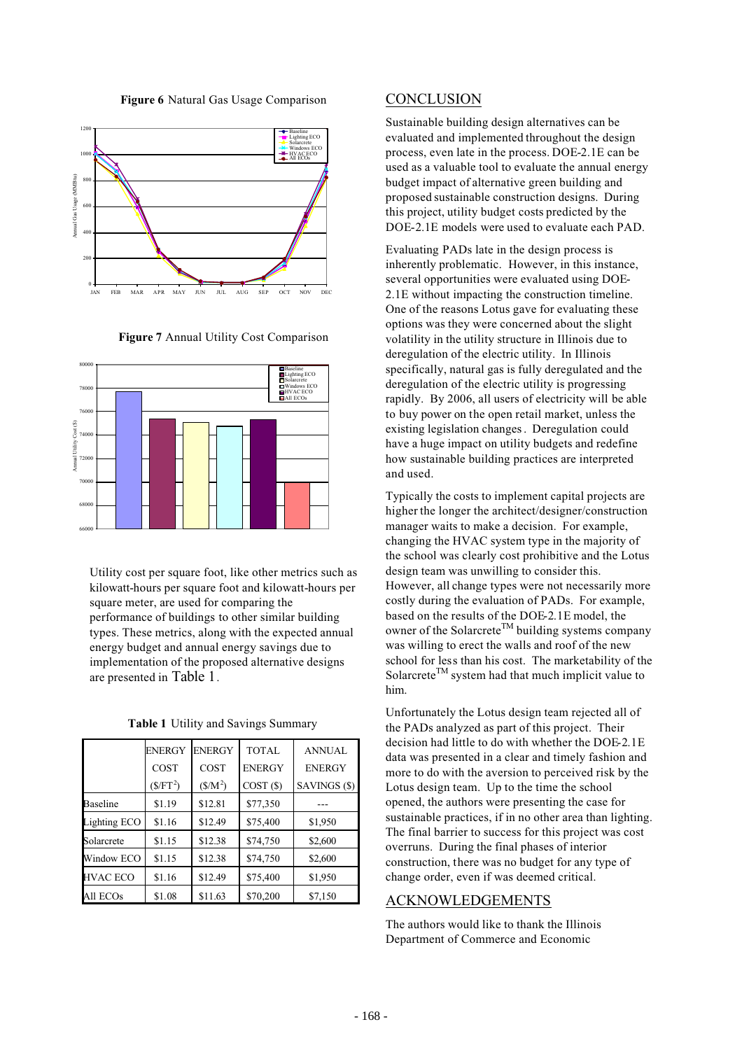**Figure 6** Natural Gas Usage Comparison

**Figure 7** Annual Utility Cost Comparison

Utility cost per square foot, like other metrics such as kilowatt-hours per square foot and kilowatt-hours per square meter, are used for comparing the performance of buildings to other similar building types. These metrics, along with the expected annual energy budget and annual energy savings due to implementation of the proposed alternative designs are presented in Table 1.

**Table 1** Utility and Savings Summary

| | ENERGY COST ($/FT$^2$) | ENERGY COST ($/M$^2$) | TOTAL ENERGY COST ($) | ANNUAL ENERGY SAVINGS ($) |
|---|---|---|---|---|
| Baseline | $1.19 | $12.81 | $77,350 | --- |
| Lighting ECO | $1.16 | $12.49 | $75,400 | $1,950 |
| Solarcrete | $1.15 | $12.38 | $74,750 | $2,600 |
| Window ECO | $1.15 | $12.38 | $74,750 | $2,600 |
| HVAC ECO | $1.16 | $12.49 | $75,400 | $1,950 |
| All ECOs | $1.08 | $11.63 | $70,200 | $7,150 |

## CONCLUSION

Sustainable building design alternatives can be evaluated and implemented throughout the design process, even late in the process. DOE-2.1E can be used as a valuable tool to evaluate the annual energy budget impact of alternative green building and proposed sustainable construction designs. During this project, utility budget costs predicted by the DOE-2.1E models were used to evaluate each PAD.

Evaluating PADs late in the design process is inherently problematic. However, in this instance, several opportunities were evaluated using DOE-2.1E without impacting the construction timeline. One of the reasons Lotus gave for evaluating these options was they were concerned about the slight volatility in the utility structure in Illinois due to deregulation of the electric utility. In Illinois specifically, natural gas is fully deregulated and the deregulation of the electric utility is progressing rapidly. By 2006, all users of electricity will be able to buy power on the open retail market, unless the existing legislation changes. Deregulation could have a huge impact on utility budgets and redefine how sustainable building practices are interpreted and used.

Typically the costs to implement capital projects are higher the longer the architect/designer/construction manager waits to make a decision. For example, changing the HVAC system type in the majority of the school was clearly cost prohibitive and the Lotus design team was unwilling to consider this. However, all change types were not necessarily more costly during the evaluation of PADs. For example, based on the results of the DOE-2.1E model, the owner of the Solarcrete™ building systems company was willing to erect the walls and roof of the new school for less than his cost. The marketability of the Solarcrete™ system had that much implicit value to him.

Unfortunately the Lotus design team rejected all of the PADs analyzed as part of this project. Their decision had little to do with whether the DOE-2.1E data was presented in a clear and timely fashion and more to do with the aversion to perceived risk by the Lotus design team. Up to the time the school opened, the authors were presenting the case for sustainable practices, if in no other area than lighting. The final barrier to success for this project was cost overruns. During the final phases of interior construction, there was no budget for any type of change order, even if was deemed critical.

## ACKNOWLEDGEMENTS

The authors would like to thank the Illinois Department of Commerce and Economic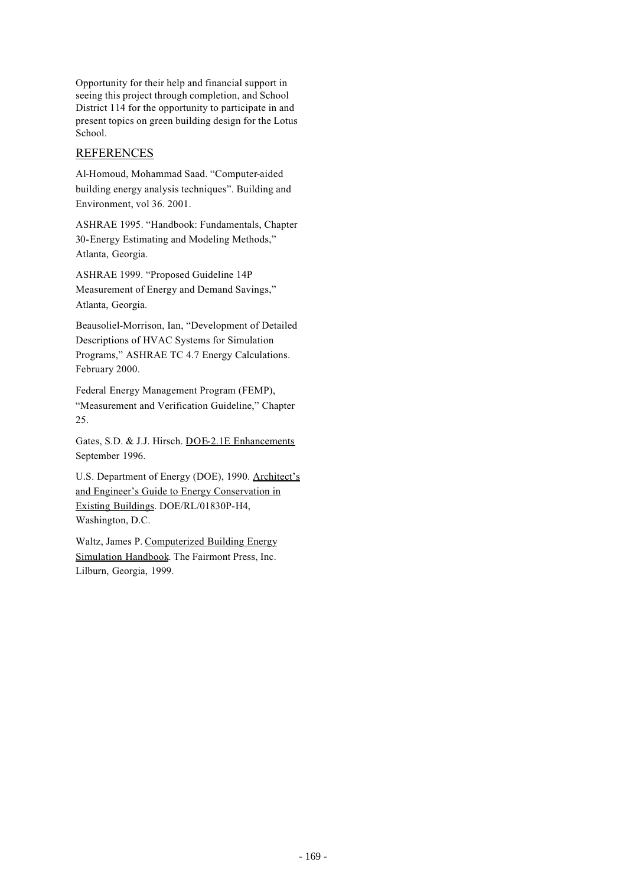Opportunity for their help and financial support in seeing this project through completion, and School District 114 for the opportunity to participate in and present topics on green building design for the Lotus School.

## REFERENCES

Al-Homoud, Mohammad Saad. "Computer-aided building energy analysis techniques". Building and Environment, vol 36. 2001.

ASHRAE 1995. "Handbook: Fundamentals, Chapter 30-Energy Estimating and Modeling Methods," Atlanta, Georgia.

ASHRAE 1999. "Proposed Guideline 14P Measurement of Energy and Demand Savings," Atlanta, Georgia.

Beausoliel-Morrison, Ian, "Development of Detailed Descriptions of HVAC Systems for Simulation Programs," ASHRAE TC 4.7 Energy Calculations. February 2000.

Federal Energy Management Program (FEMP), "Measurement and Verification Guideline," Chapter 25.

Gates, S.D. & J.J. Hirsch. DOE-2.1E Enhancements September 1996.

U.S. Department of Energy (DOE), 1990. Architect's and Engineer's Guide to Energy Conservation in Existing Buildings. DOE/RL/01830P-H4, Washington, D.C.

Waltz, James P. Computerized Building Energy Simulation Handbook. The Fairmont Press, Inc. Lilburn, Georgia, 1999.